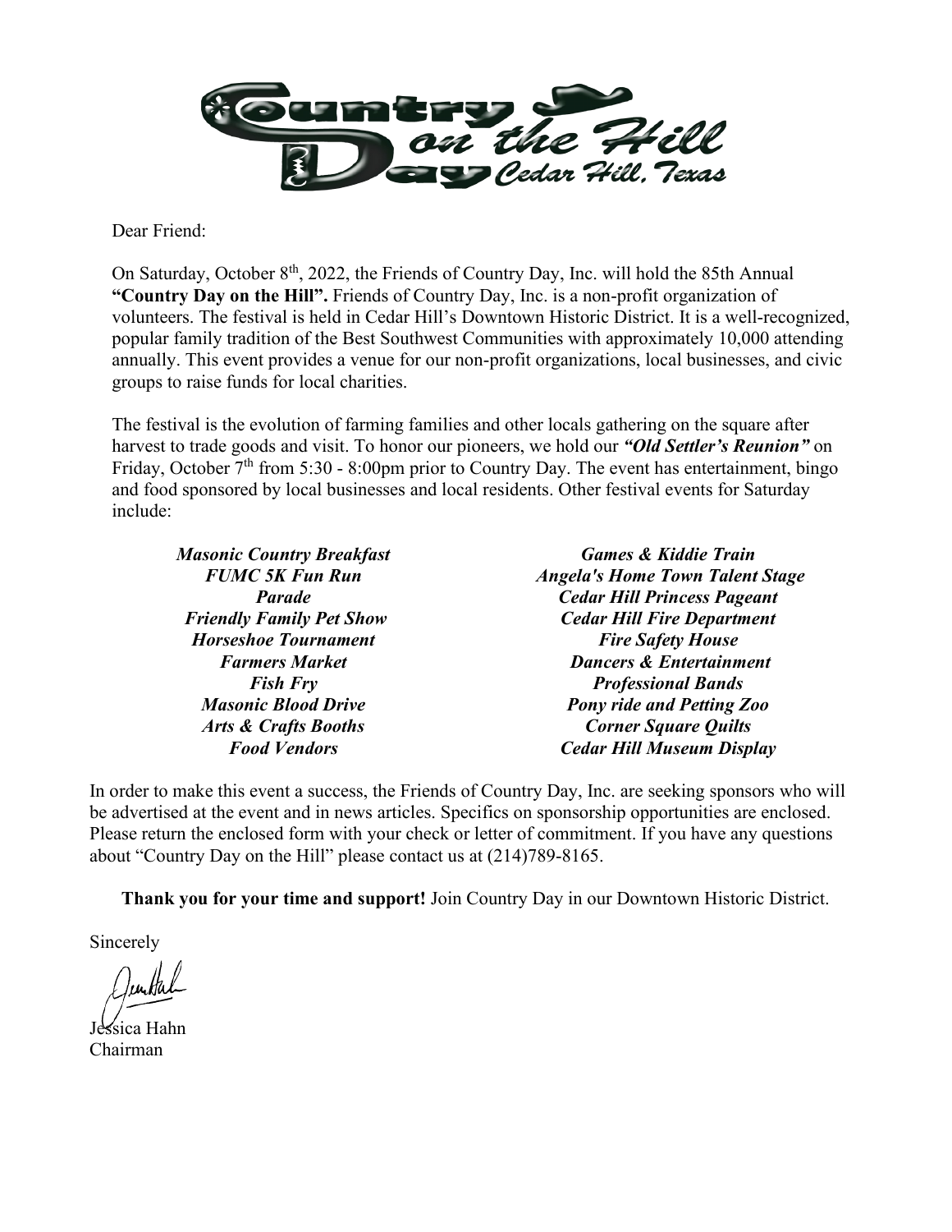# Country Day on the Hill
Cedar Hill, Texas

Dear Friend:

On Saturday, October 8th, 2022, the Friends of Country Day, Inc. will hold the 85th Annual **"Country Day on the Hill".** Friends of Country Day, Inc. is a non-profit organization of volunteers. The festival is held in Cedar Hill's Downtown Historic District. It is a well-recognized, popular family tradition of the Best Southwest Communities with approximately 10,000 attending annually. This event provides a venue for our non-profit organizations, local businesses, and civic groups to raise funds for local charities.

The festival is the evolution of farming families and other locals gathering on the square after harvest to trade goods and visit. To honor our pioneers, we hold our ***"Old Settler's Reunion"*** on Friday, October 7th from 5:30 - 8:00pm prior to Country Day. The event has entertainment, bingo and food sponsored by local businesses and local residents. Other festival events for Saturday include:

***Masonic Country Breakfast***
***FUMC 5K Fun Run***
***Parade***
***Friendly Family Pet Show***
***Horseshoe Tournament***
***Farmers Market***
***Fish Fry***
***Masonic Blood Drive***
***Arts & Crafts Booths***
***Food Vendors***
***Games & Kiddie Train***
***Angela's Home Town Talent Stage***
***Cedar Hill Princess Pageant***
***Cedar Hill Fire Department***
***Fire Safety House***
***Dancers & Entertainment***
***Professional Bands***
***Pony ride and Petting Zoo***
***Corner Square Quilts***
***Cedar Hill Museum Display***

In order to make this event a success, the Friends of Country Day, Inc. are seeking sponsors who will be advertised at the event and in news articles. Specifics on sponsorship opportunities are enclosed. Please return the enclosed form with your check or letter of commitment. If you have any questions about "Country Day on the Hill" please contact us at (214)789-8165.

**Thank you for your time and support!** Join Country Day in our Downtown Historic District.

Sincerely

Jessica Hahn
Chairman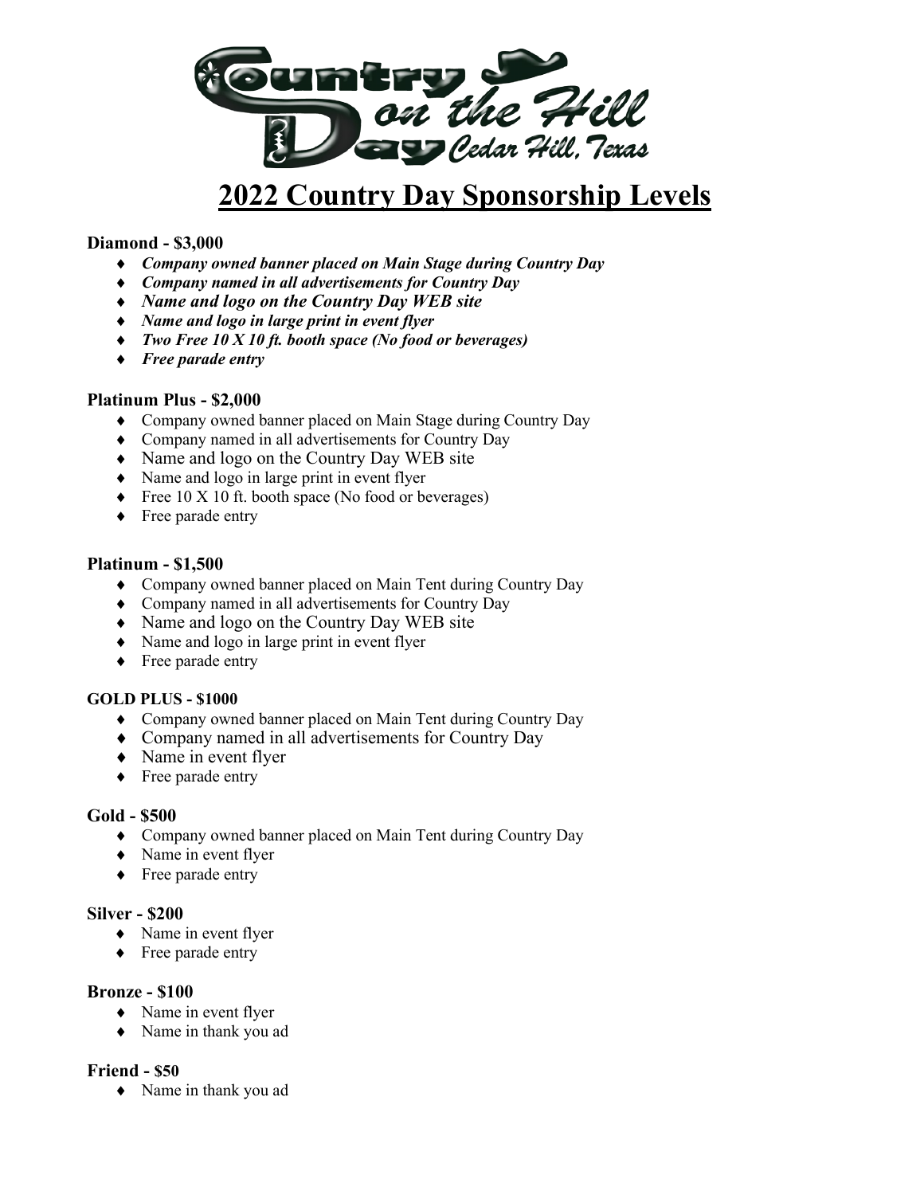Country on the Hill Day Cedar Hill, Texas

# 2022 Country Day Sponsorship Levels

**Diamond - $3,000**

- ***Company owned banner placed on Main Stage during Country Day***
- ***Company named in all advertisements for Country Day***
- ***Name and logo on the Country Day WEB site***
- ***Name and logo in large print in event flyer***
- ***Two Free 10 X 10 ft. booth space (No food or beverages)***
- ***Free parade entry***

**Platinum Plus - $2,000**

- Company owned banner placed on Main Stage during Country Day
- Company named in all advertisements for Country Day
- Name and logo on the Country Day WEB site
- Name and logo in large print in event flyer
- Free 10 X 10 ft. booth space (No food or beverages)
- Free parade entry

**Platinum - $1,500**

- Company owned banner placed on Main Tent during Country Day
- Company named in all advertisements for Country Day
- Name and logo on the Country Day WEB site
- Name and logo in large print in event flyer
- Free parade entry

**GOLD PLUS - $1000**

- Company owned banner placed on Main Tent during Country Day
- Company named in all advertisements for Country Day
- Name in event flyer
- Free parade entry

**Gold - $500**

- Company owned banner placed on Main Tent during Country Day
- Name in event flyer
- Free parade entry

**Silver - $200**

- Name in event flyer
- Free parade entry

**Bronze - $100**

- Name in event flyer
- Name in thank you ad

**Friend - $50**

- Name in thank you ad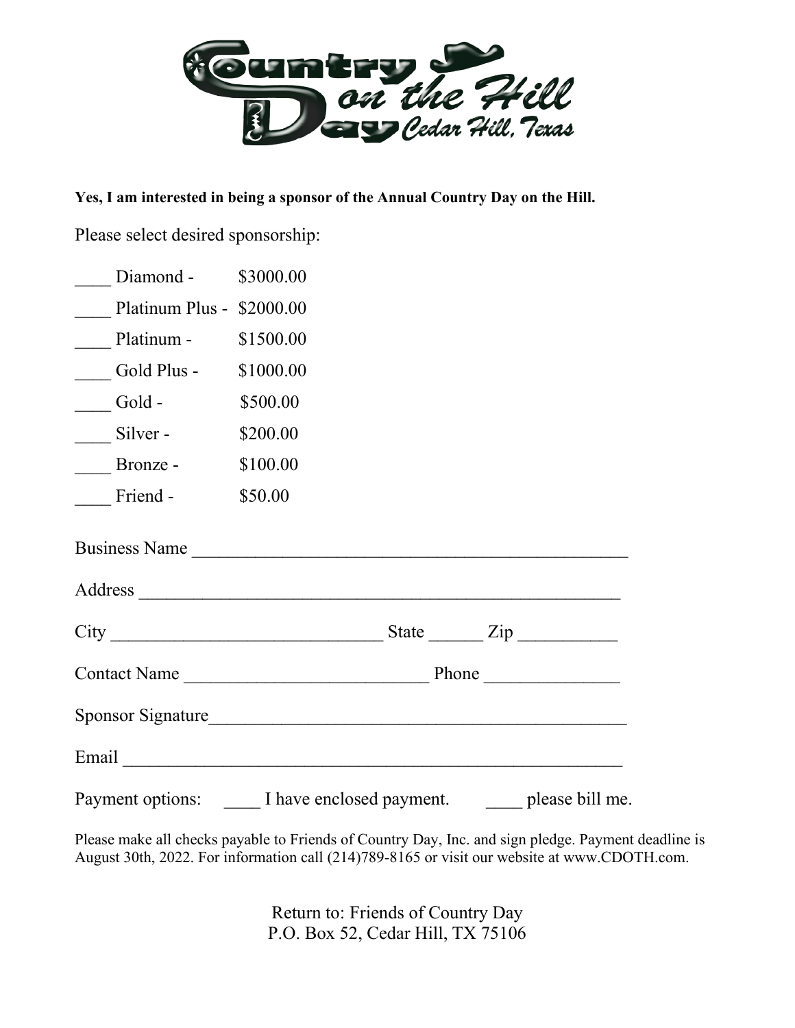Country Day on the Hill Cedar Hill, Texas

**Yes, I am interested in being a sponsor of the Annual Country Day on the Hill.**

Please select desired sponsorship:

____ Diamond - $3000.00

____ Platinum Plus - $2000.00

____ Platinum - $1500.00

____ Gold Plus - $1000.00

____ Gold - $500.00

____ Silver - $200.00

____ Bronze - $100.00

____ Friend - $50.00

Business Name ________________________________________________

Address _____________________________________________________

City ______________________________ State ______ Zip __________

Contact Name ___________________________ Phone ______________

Sponsor Signature______________________________________________

Email _______________________________________________________

Payment options: ____ I have enclosed payment. ____ please bill me.

Please make all checks payable to Friends of Country Day, Inc. and sign pledge. Payment deadline is August 30th, 2022. For information call (214)789-8165 or visit our website at www.CDOTH.com.

Return to: Friends of Country Day
P.O. Box 52, Cedar Hill, TX 75106